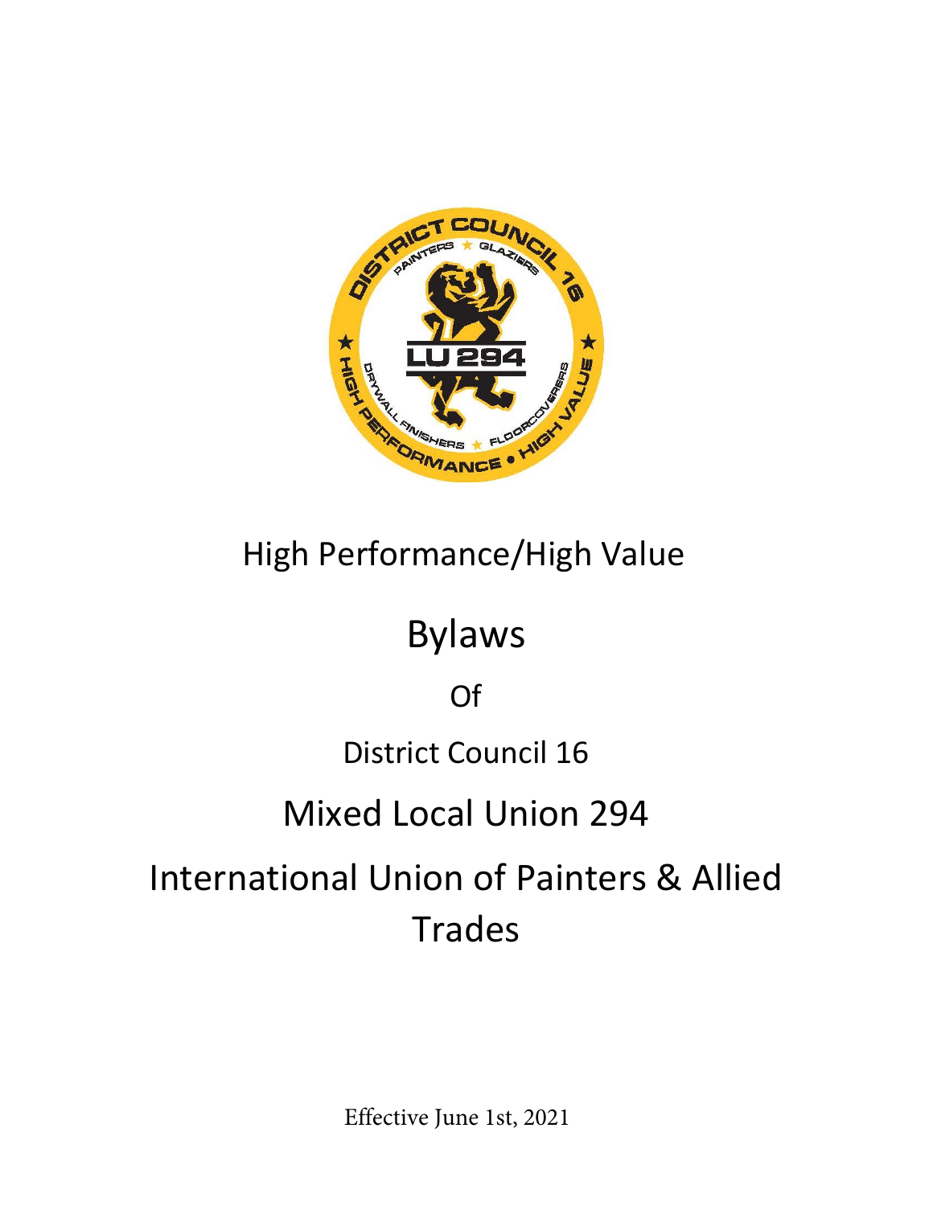# High Performance/High Value

# Bylaws

Of

District Council 16

# Mixed Local Union 294

# International Union of Painters & Allied Trades

Effective June 1st, 2021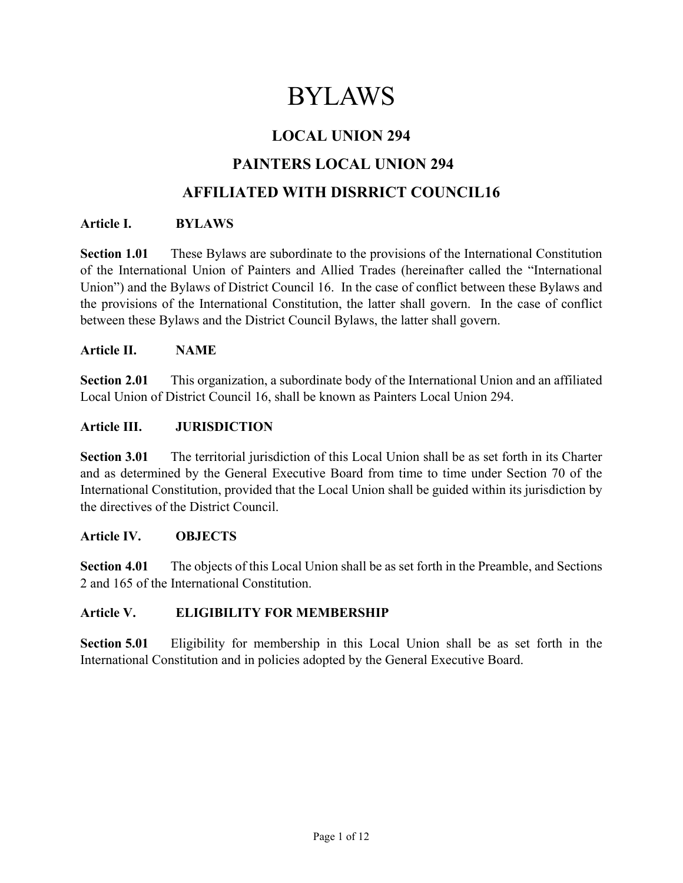# BYLAWS

## LOCAL UNION 294

## PAINTERS LOCAL UNION 294

## AFFILIATED WITH DISRRICT COUNCIL16

**Article I. BYLAWS**

**Section 1.01** These Bylaws are subordinate to the provisions of the International Constitution of the International Union of Painters and Allied Trades (hereinafter called the "International Union") and the Bylaws of District Council 16. In the case of conflict between these Bylaws and the provisions of the International Constitution, the latter shall govern. In the case of conflict between these Bylaws and the District Council Bylaws, the latter shall govern.

**Article II. NAME**

**Section 2.01** This organization, a subordinate body of the International Union and an affiliated Local Union of District Council 16, shall be known as Painters Local Union 294.

**Article III. JURISDICTION**

**Section 3.01** The territorial jurisdiction of this Local Union shall be as set forth in its Charter and as determined by the General Executive Board from time to time under Section 70 of the International Constitution, provided that the Local Union shall be guided within its jurisdiction by the directives of the District Council.

**Article IV. OBJECTS**

**Section 4.01** The objects of this Local Union shall be as set forth in the Preamble, and Sections 2 and 165 of the International Constitution.

**Article V. ELIGIBILITY FOR MEMBERSHIP**

**Section 5.01** Eligibility for membership in this Local Union shall be as set forth in the International Constitution and in policies adopted by the General Executive Board.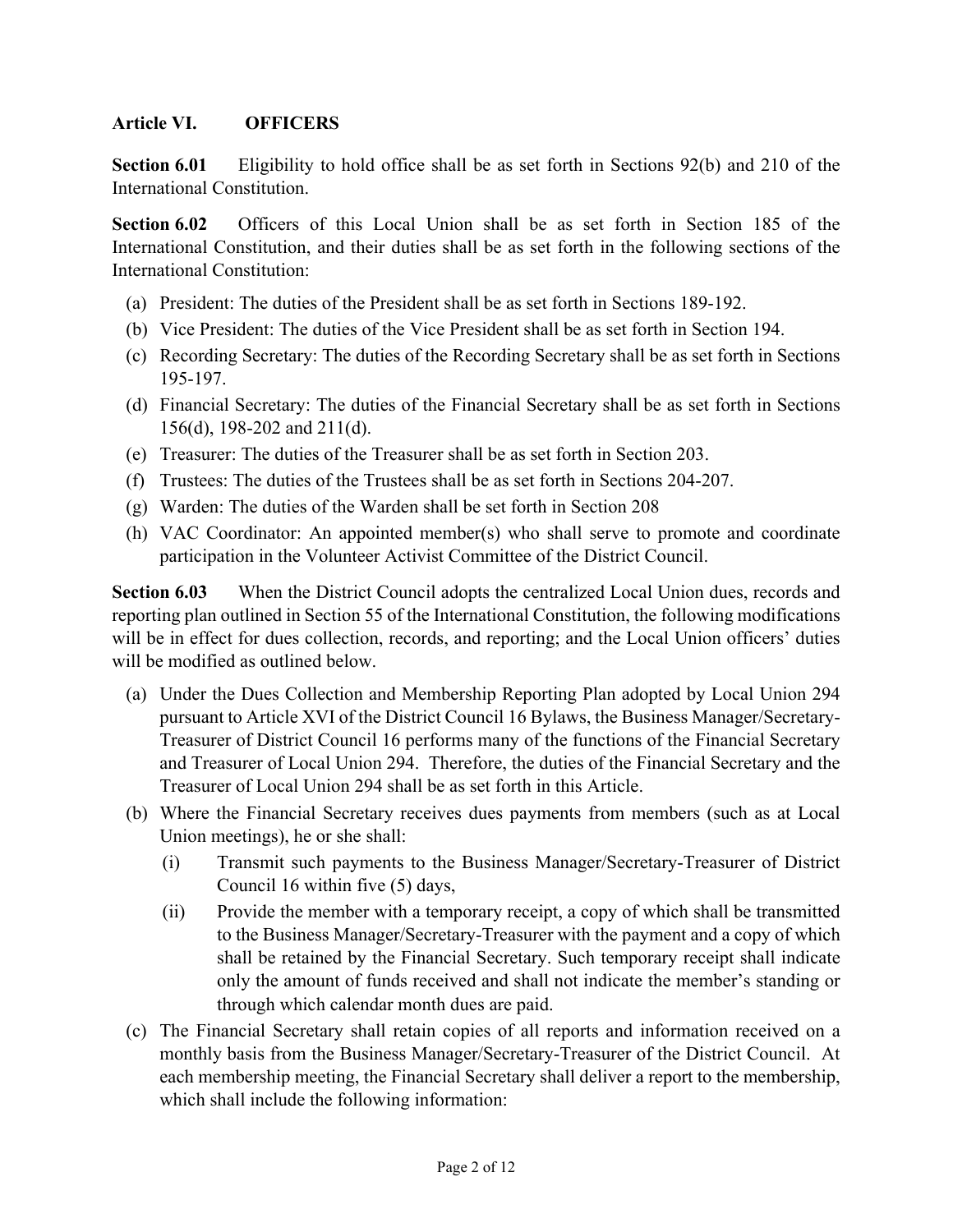## Article VI. OFFICERS

**Section 6.01** Eligibility to hold office shall be as set forth in Sections 92(b) and 210 of the International Constitution.

**Section 6.02** Officers of this Local Union shall be as set forth in Section 185 of the International Constitution, and their duties shall be as set forth in the following sections of the International Constitution:

(a) President: The duties of the President shall be as set forth in Sections 189-192.

(b) Vice President: The duties of the Vice President shall be as set forth in Section 194.

(c) Recording Secretary: The duties of the Recording Secretary shall be as set forth in Sections 195-197.

(d) Financial Secretary: The duties of the Financial Secretary shall be as set forth in Sections 156(d), 198-202 and 211(d).

(e) Treasurer: The duties of the Treasurer shall be as set forth in Section 203.

(f) Trustees: The duties of the Trustees shall be as set forth in Sections 204-207.

(g) Warden: The duties of the Warden shall be set forth in Section 208

(h) VAC Coordinator: An appointed member(s) who shall serve to promote and coordinate participation in the Volunteer Activist Committee of the District Council.

**Section 6.03** When the District Council adopts the centralized Local Union dues, records and reporting plan outlined in Section 55 of the International Constitution, the following modifications will be in effect for dues collection, records, and reporting; and the Local Union officers' duties will be modified as outlined below.

(a) Under the Dues Collection and Membership Reporting Plan adopted by Local Union 294 pursuant to Article XVI of the District Council 16 Bylaws, the Business Manager/Secretary-Treasurer of District Council 16 performs many of the functions of the Financial Secretary and Treasurer of Local Union 294. Therefore, the duties of the Financial Secretary and the Treasurer of Local Union 294 shall be as set forth in this Article.

(b) Where the Financial Secretary receives dues payments from members (such as at Local Union meetings), he or she shall:

  (i) Transmit such payments to the Business Manager/Secretary-Treasurer of District Council 16 within five (5) days,

  (ii) Provide the member with a temporary receipt, a copy of which shall be transmitted to the Business Manager/Secretary-Treasurer with the payment and a copy of which shall be retained by the Financial Secretary. Such temporary receipt shall indicate only the amount of funds received and shall not indicate the member's standing or through which calendar month dues are paid.

(c) The Financial Secretary shall retain copies of all reports and information received on a monthly basis from the Business Manager/Secretary-Treasurer of the District Council. At each membership meeting, the Financial Secretary shall deliver a report to the membership, which shall include the following information: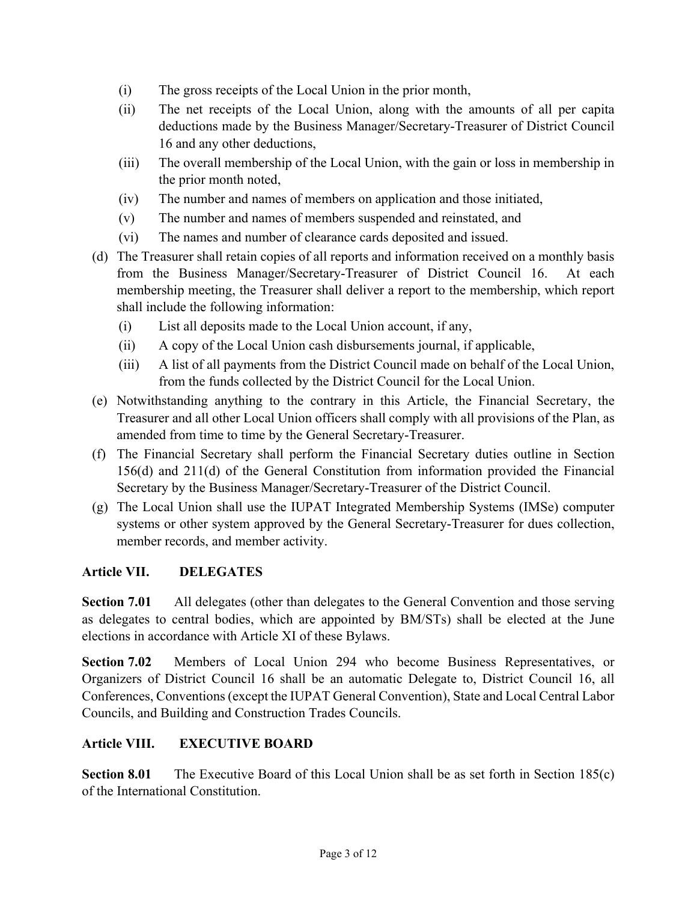(i) The gross receipts of the Local Union in the prior month,

(ii) The net receipts of the Local Union, along with the amounts of all per capita deductions made by the Business Manager/Secretary-Treasurer of District Council 16 and any other deductions,

(iii) The overall membership of the Local Union, with the gain or loss in membership in the prior month noted,

(iv) The number and names of members on application and those initiated,

(v) The number and names of members suspended and reinstated, and

(vi) The names and number of clearance cards deposited and issued.

(d) The Treasurer shall retain copies of all reports and information received on a monthly basis from the Business Manager/Secretary-Treasurer of District Council 16. At each membership meeting, the Treasurer shall deliver a report to the membership, which report shall include the following information:

(i) List all deposits made to the Local Union account, if any,

(ii) A copy of the Local Union cash disbursements journal, if applicable,

(iii) A list of all payments from the District Council made on behalf of the Local Union, from the funds collected by the District Council for the Local Union.

(e) Notwithstanding anything to the contrary in this Article, the Financial Secretary, the Treasurer and all other Local Union officers shall comply with all provisions of the Plan, as amended from time to time by the General Secretary-Treasurer.

(f) The Financial Secretary shall perform the Financial Secretary duties outline in Section 156(d) and 211(d) of the General Constitution from information provided the Financial Secretary by the Business Manager/Secretary-Treasurer of the District Council.

(g) The Local Union shall use the IUPAT Integrated Membership Systems (IMSe) computer systems or other system approved by the General Secretary-Treasurer for dues collection, member records, and member activity.

## Article VII. DELEGATES

**Section 7.01** All delegates (other than delegates to the General Convention and those serving as delegates to central bodies, which are appointed by BM/STs) shall be elected at the June elections in accordance with Article XI of these Bylaws.

**Section 7.02** Members of Local Union 294 who become Business Representatives, or Organizers of District Council 16 shall be an automatic Delegate to, District Council 16, all Conferences, Conventions (except the IUPAT General Convention), State and Local Central Labor Councils, and Building and Construction Trades Councils.

## Article VIII. EXECUTIVE BOARD

**Section 8.01** The Executive Board of this Local Union shall be as set forth in Section 185(c) of the International Constitution.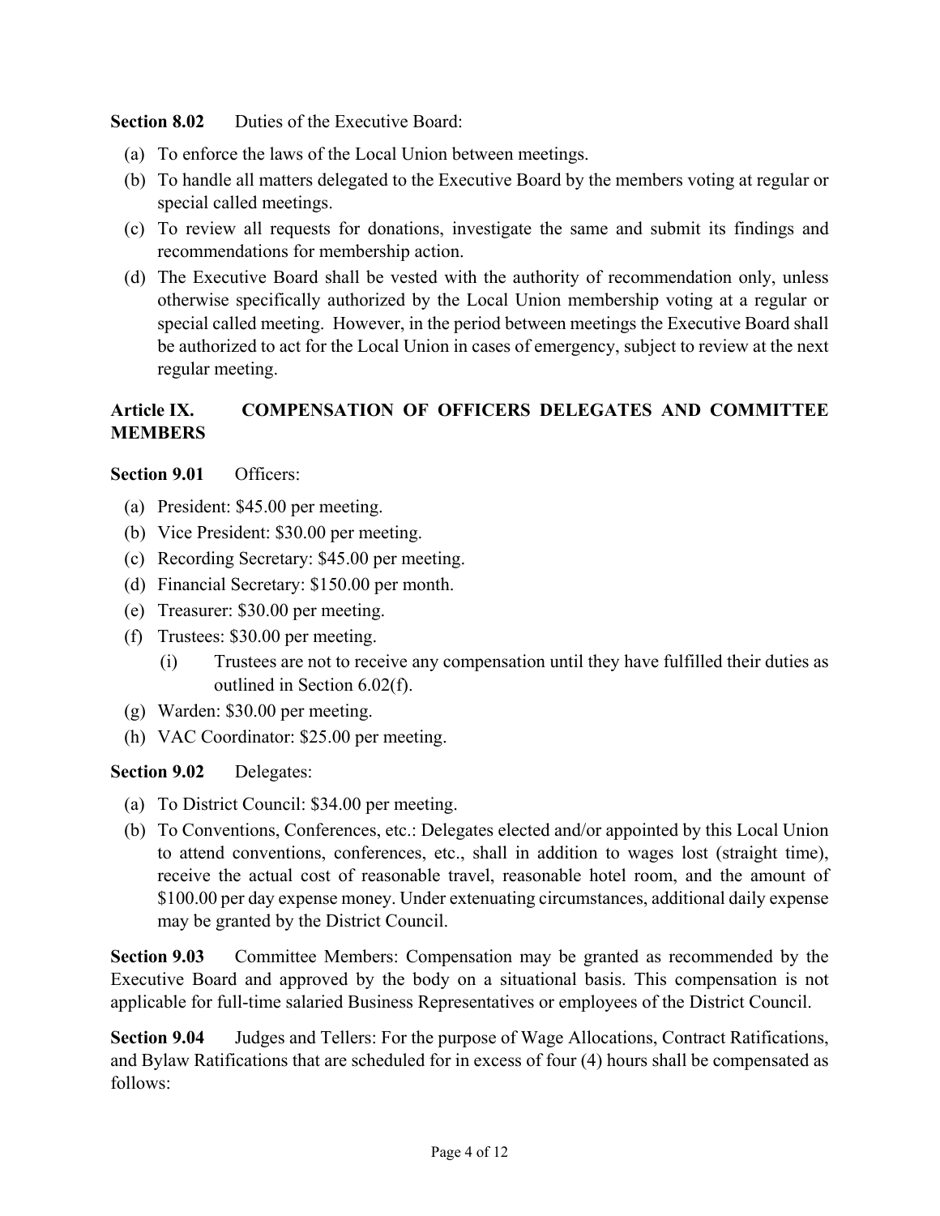**Section 8.02** Duties of the Executive Board:

(a) To enforce the laws of the Local Union between meetings.

(b) To handle all matters delegated to the Executive Board by the members voting at regular or special called meetings.

(c) To review all requests for donations, investigate the same and submit its findings and recommendations for membership action.

(d) The Executive Board shall be vested with the authority of recommendation only, unless otherwise specifically authorized by the Local Union membership voting at a regular or special called meeting. However, in the period between meetings the Executive Board shall be authorized to act for the Local Union in cases of emergency, subject to review at the next regular meeting.

## Article IX. COMPENSATION OF OFFICERS DELEGATES AND COMMITTEE MEMBERS

**Section 9.01** Officers:

(a) President: $45.00 per meeting.

(b) Vice President: $30.00 per meeting.

(c) Recording Secretary: $45.00 per meeting.

(d) Financial Secretary: $150.00 per month.

(e) Treasurer: $30.00 per meeting.

(f) Trustees: $30.00 per meeting.

  (i) Trustees are not to receive any compensation until they have fulfilled their duties as outlined in Section 6.02(f).

(g) Warden: $30.00 per meeting.

(h) VAC Coordinator: $25.00 per meeting.

**Section 9.02** Delegates:

(a) To District Council: $34.00 per meeting.

(b) To Conventions, Conferences, etc.: Delegates elected and/or appointed by this Local Union to attend conventions, conferences, etc., shall in addition to wages lost (straight time), receive the actual cost of reasonable travel, reasonable hotel room, and the amount of $100.00 per day expense money. Under extenuating circumstances, additional daily expense may be granted by the District Council.

**Section 9.03** Committee Members: Compensation may be granted as recommended by the Executive Board and approved by the body on a situational basis. This compensation is not applicable for full-time salaried Business Representatives or employees of the District Council.

**Section 9.04** Judges and Tellers: For the purpose of Wage Allocations, Contract Ratifications, and Bylaw Ratifications that are scheduled for in excess of four (4) hours shall be compensated as follows: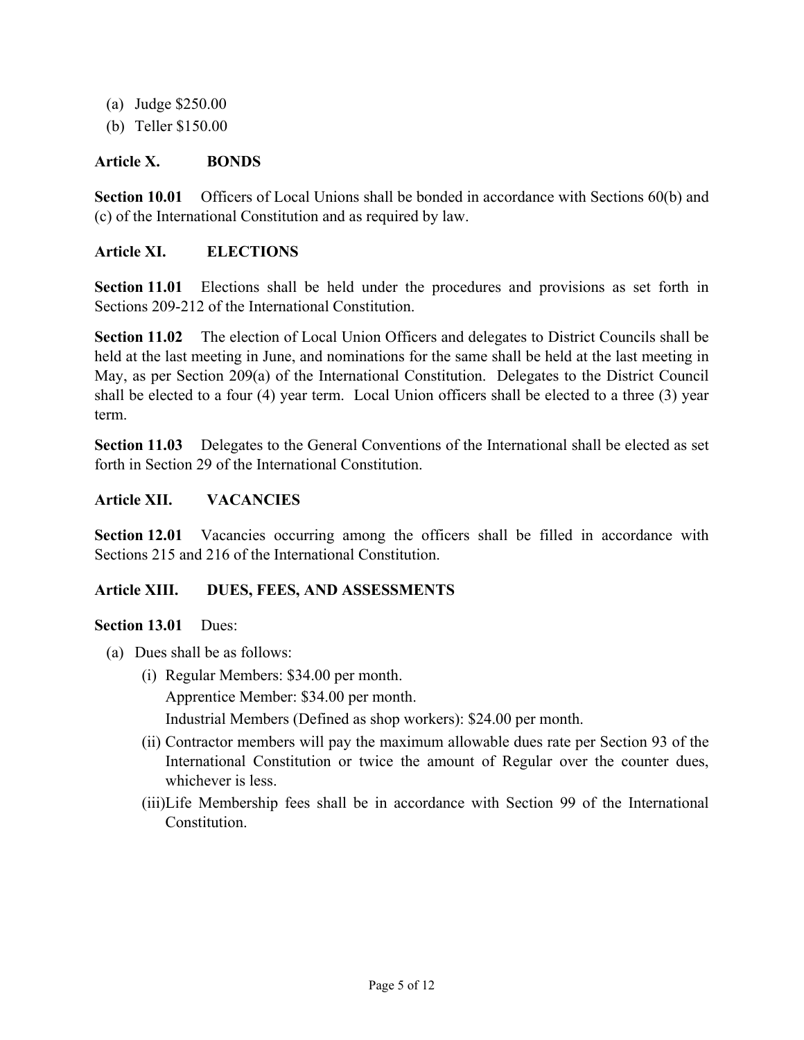(a) Judge $250.00
(b) Teller $150.00

## Article X. BONDS

**Section 10.01** Officers of Local Unions shall be bonded in accordance with Sections 60(b) and (c) of the International Constitution and as required by law.

## Article XI. ELECTIONS

**Section 11.01** Elections shall be held under the procedures and provisions as set forth in Sections 209-212 of the International Constitution.

**Section 11.02** The election of Local Union Officers and delegates to District Councils shall be held at the last meeting in June, and nominations for the same shall be held at the last meeting in May, as per Section 209(a) of the International Constitution. Delegates to the District Council shall be elected to a four (4) year term. Local Union officers shall be elected to a three (3) year term.

**Section 11.03** Delegates to the General Conventions of the International shall be elected as set forth in Section 29 of the International Constitution.

## Article XII. VACANCIES

**Section 12.01** Vacancies occurring among the officers shall be filled in accordance with Sections 215 and 216 of the International Constitution.

## Article XIII. DUES, FEES, AND ASSESSMENTS

**Section 13.01** Dues:

(a) Dues shall be as follows:

(i) Regular Members: $34.00 per month.
Apprentice Member: $34.00 per month.
Industrial Members (Defined as shop workers): $24.00 per month.

(ii) Contractor members will pay the maximum allowable dues rate per Section 93 of the International Constitution or twice the amount of Regular over the counter dues, whichever is less.

(iii) Life Membership fees shall be in accordance with Section 99 of the International Constitution.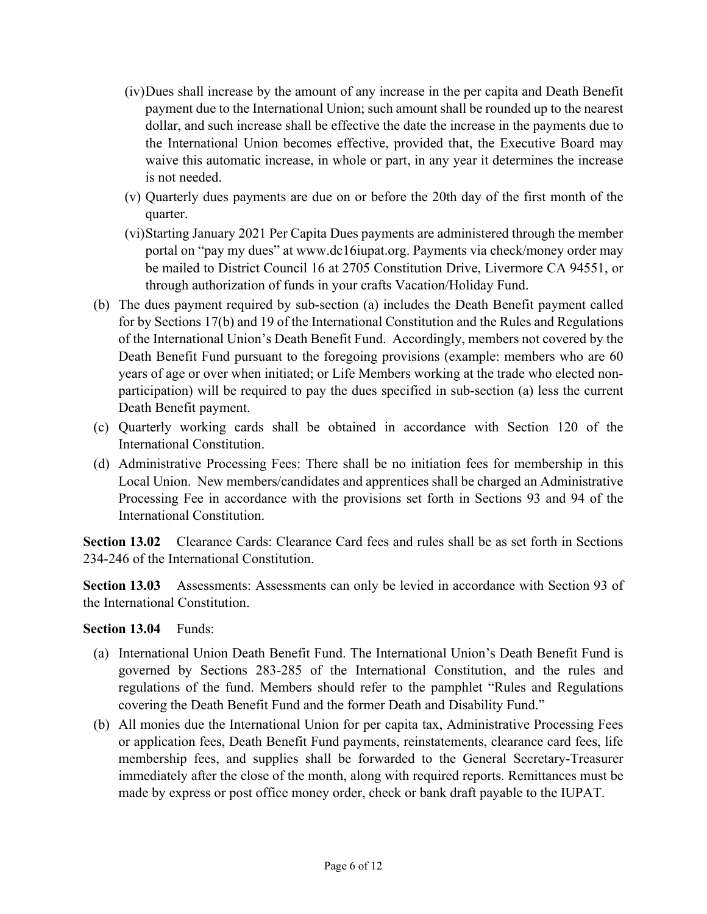(iv) Dues shall increase by the amount of any increase in the per capita and Death Benefit payment due to the International Union; such amount shall be rounded up to the nearest dollar, and such increase shall be effective the date the increase in the payments due to the International Union becomes effective, provided that, the Executive Board may waive this automatic increase, in whole or part, in any year it determines the increase is not needed.

  (v) Quarterly dues payments are due on or before the 20th day of the first month of the quarter.

  (vi) Starting January 2021 Per Capita Dues payments are administered through the member portal on "pay my dues" at www.dc16iupat.org. Payments via check/money order may be mailed to District Council 16 at 2705 Constitution Drive, Livermore CA 94551, or through authorization of funds in your crafts Vacation/Holiday Fund.

(b) The dues payment required by sub-section (a) includes the Death Benefit payment called for by Sections 17(b) and 19 of the International Constitution and the Rules and Regulations of the International Union's Death Benefit Fund. Accordingly, members not covered by the Death Benefit Fund pursuant to the foregoing provisions (example: members who are 60 years of age or over when initiated; or Life Members working at the trade who elected non-participation) will be required to pay the dues specified in sub-section (a) less the current Death Benefit payment.

(c) Quarterly working cards shall be obtained in accordance with Section 120 of the International Constitution.

(d) Administrative Processing Fees: There shall be no initiation fees for membership in this Local Union. New members/candidates and apprentices shall be charged an Administrative Processing Fee in accordance with the provisions set forth in Sections 93 and 94 of the International Constitution.

**Section 13.02** Clearance Cards: Clearance Card fees and rules shall be as set forth in Sections 234-246 of the International Constitution.

**Section 13.03** Assessments: Assessments can only be levied in accordance with Section 93 of the International Constitution.

**Section 13.04** Funds:

(a) International Union Death Benefit Fund. The International Union's Death Benefit Fund is governed by Sections 283-285 of the International Constitution, and the rules and regulations of the fund. Members should refer to the pamphlet "Rules and Regulations covering the Death Benefit Fund and the former Death and Disability Fund."

(b) All monies due the International Union for per capita tax, Administrative Processing Fees or application fees, Death Benefit Fund payments, reinstatements, clearance card fees, life membership fees, and supplies shall be forwarded to the General Secretary-Treasurer immediately after the close of the month, along with required reports. Remittances must be made by express or post office money order, check or bank draft payable to the IUPAT.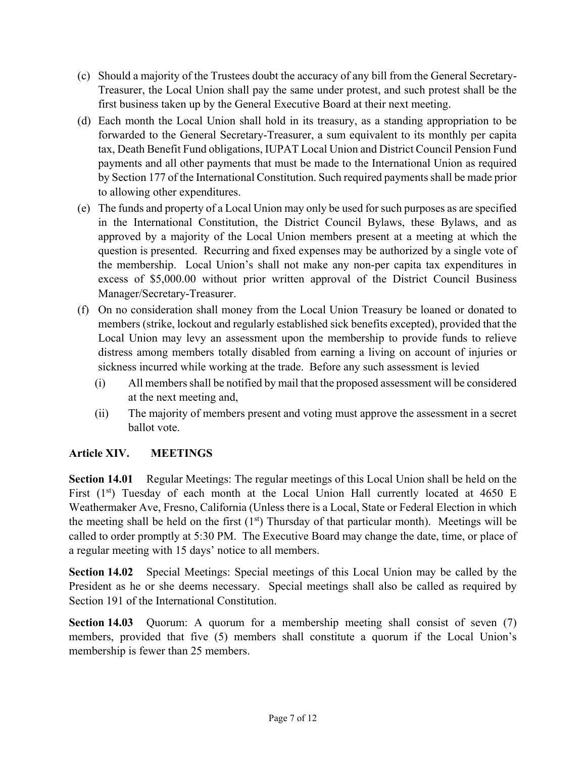(c) Should a majority of the Trustees doubt the accuracy of any bill from the General Secretary-Treasurer, the Local Union shall pay the same under protest, and such protest shall be the first business taken up by the General Executive Board at their next meeting.

(d) Each month the Local Union shall hold in its treasury, as a standing appropriation to be forwarded to the General Secretary-Treasurer, a sum equivalent to its monthly per capita tax, Death Benefit Fund obligations, IUPAT Local Union and District Council Pension Fund payments and all other payments that must be made to the International Union as required by Section 177 of the International Constitution. Such required payments shall be made prior to allowing other expenditures.

(e) The funds and property of a Local Union may only be used for such purposes as are specified in the International Constitution, the District Council Bylaws, these Bylaws, and as approved by a majority of the Local Union members present at a meeting at which the question is presented. Recurring and fixed expenses may be authorized by a single vote of the membership. Local Union's shall not make any non-per capita tax expenditures in excess of $5,000.00 without prior written approval of the District Council Business Manager/Secretary-Treasurer.

(f) On no consideration shall money from the Local Union Treasury be loaned or donated to members (strike, lockout and regularly established sick benefits excepted), provided that the Local Union may levy an assessment upon the membership to provide funds to relieve distress among members totally disabled from earning a living on account of injuries or sickness incurred while working at the trade. Before any such assessment is levied

   (i) All members shall be notified by mail that the proposed assessment will be considered at the next meeting and,

   (ii) The majority of members present and voting must approve the assessment in a secret ballot vote.

## Article XIV. MEETINGS

**Section 14.01** Regular Meetings: The regular meetings of this Local Union shall be held on the First (1st) Tuesday of each month at the Local Union Hall currently located at 4650 E Weathermaker Ave, Fresno, California (Unless there is a Local, State or Federal Election in which the meeting shall be held on the first (1st) Thursday of that particular month). Meetings will be called to order promptly at 5:30 PM. The Executive Board may change the date, time, or place of a regular meeting with 15 days' notice to all members.

**Section 14.02** Special Meetings: Special meetings of this Local Union may be called by the President as he or she deems necessary. Special meetings shall also be called as required by Section 191 of the International Constitution.

**Section 14.03** Quorum: A quorum for a membership meeting shall consist of seven (7) members, provided that five (5) members shall constitute a quorum if the Local Union's membership is fewer than 25 members.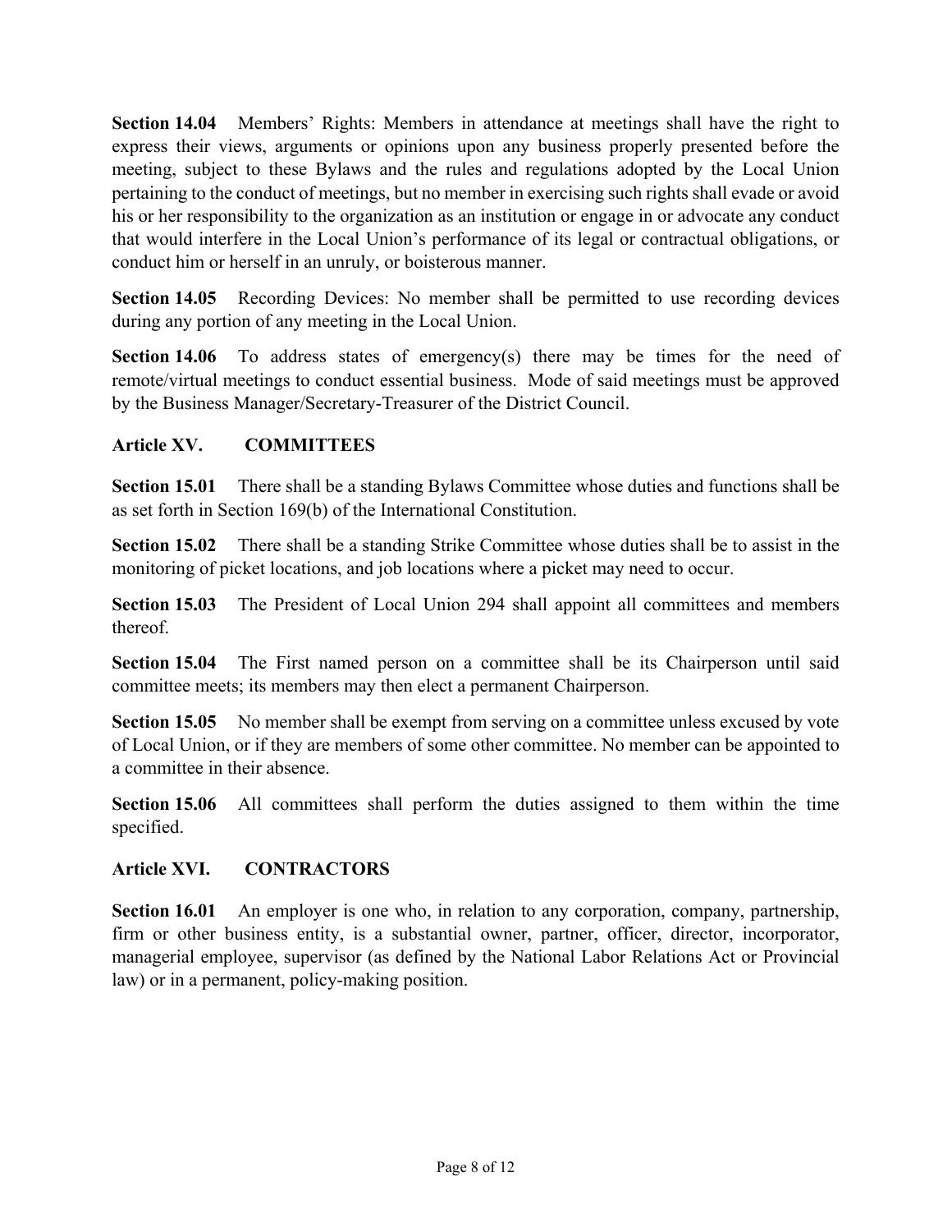**Section 14.04** Members' Rights: Members in attendance at meetings shall have the right to express their views, arguments or opinions upon any business properly presented before the meeting, subject to these Bylaws and the rules and regulations adopted by the Local Union pertaining to the conduct of meetings, but no member in exercising such rights shall evade or avoid his or her responsibility to the organization as an institution or engage in or advocate any conduct that would interfere in the Local Union's performance of its legal or contractual obligations, or conduct him or herself in an unruly, or boisterous manner.

**Section 14.05** Recording Devices: No member shall be permitted to use recording devices during any portion of any meeting in the Local Union.

**Section 14.06** To address states of emergency(s) there may be times for the need of remote/virtual meetings to conduct essential business. Mode of said meetings must be approved by the Business Manager/Secretary-Treasurer of the District Council.

## Article XV. COMMITTEES

**Section 15.01** There shall be a standing Bylaws Committee whose duties and functions shall be as set forth in Section 169(b) of the International Constitution.

**Section 15.02** There shall be a standing Strike Committee whose duties shall be to assist in the monitoring of picket locations, and job locations where a picket may need to occur.

**Section 15.03** The President of Local Union 294 shall appoint all committees and members thereof.

**Section 15.04** The First named person on a committee shall be its Chairperson until said committee meets; its members may then elect a permanent Chairperson.

**Section 15.05** No member shall be exempt from serving on a committee unless excused by vote of Local Union, or if they are members of some other committee. No member can be appointed to a committee in their absence.

**Section 15.06** All committees shall perform the duties assigned to them within the time specified.

## Article XVI. CONTRACTORS

**Section 16.01** An employer is one who, in relation to any corporation, company, partnership, firm or other business entity, is a substantial owner, partner, officer, director, incorporator, managerial employee, supervisor (as defined by the National Labor Relations Act or Provincial law) or in a permanent, policy-making position.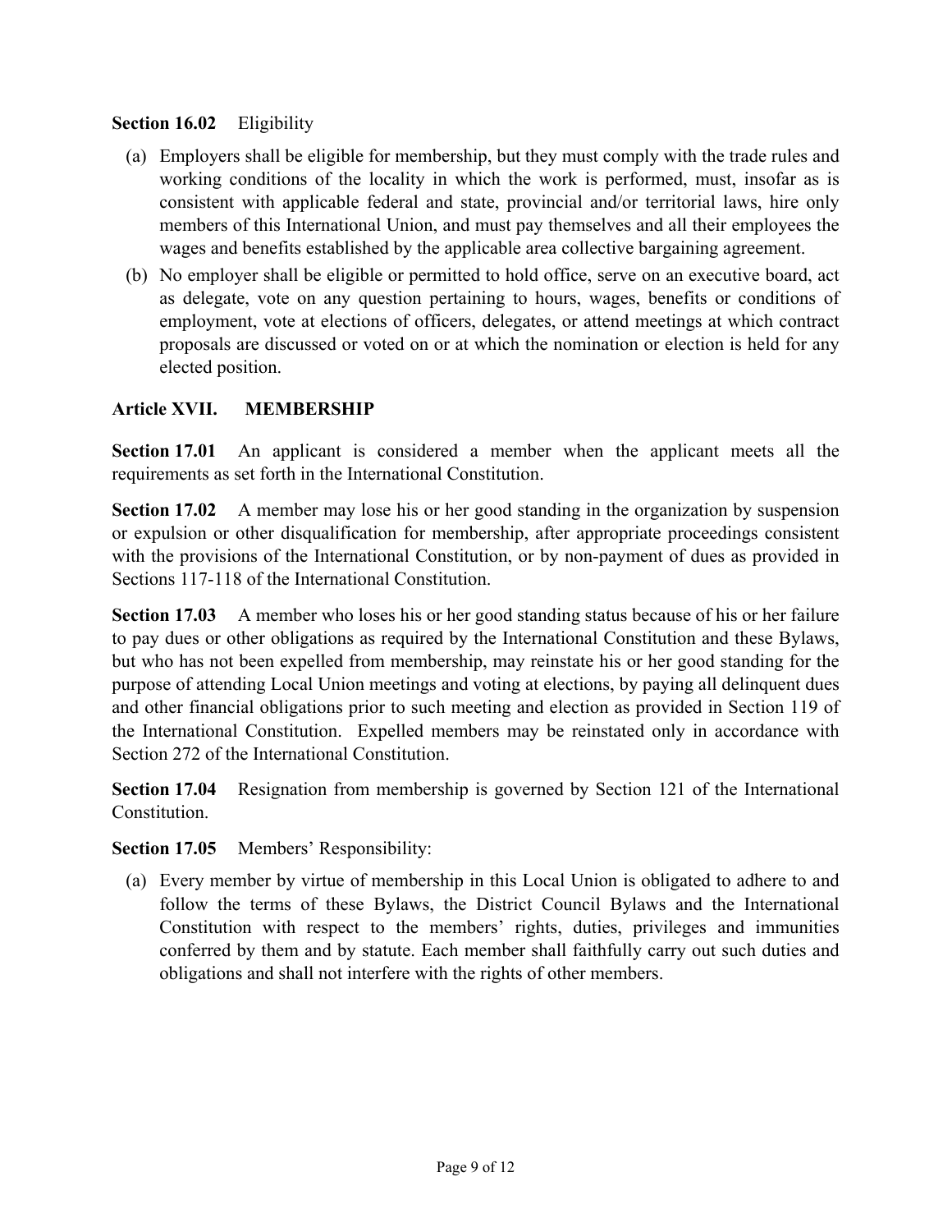**Section 16.02** Eligibility

(a) Employers shall be eligible for membership, but they must comply with the trade rules and working conditions of the locality in which the work is performed, must, insofar as is consistent with applicable federal and state, provincial and/or territorial laws, hire only members of this International Union, and must pay themselves and all their employees the wages and benefits established by the applicable area collective bargaining agreement.

(b) No employer shall be eligible or permitted to hold office, serve on an executive board, act as delegate, vote on any question pertaining to hours, wages, benefits or conditions of employment, vote at elections of officers, delegates, or attend meetings at which contract proposals are discussed or voted on or at which the nomination or election is held for any elected position.

## Article XVII. MEMBERSHIP

**Section 17.01** An applicant is considered a member when the applicant meets all the requirements as set forth in the International Constitution.

**Section 17.02** A member may lose his or her good standing in the organization by suspension or expulsion or other disqualification for membership, after appropriate proceedings consistent with the provisions of the International Constitution, or by non-payment of dues as provided in Sections 117-118 of the International Constitution.

**Section 17.03** A member who loses his or her good standing status because of his or her failure to pay dues or other obligations as required by the International Constitution and these Bylaws, but who has not been expelled from membership, may reinstate his or her good standing for the purpose of attending Local Union meetings and voting at elections, by paying all delinquent dues and other financial obligations prior to such meeting and election as provided in Section 119 of the International Constitution. Expelled members may be reinstated only in accordance with Section 272 of the International Constitution.

**Section 17.04** Resignation from membership is governed by Section 121 of the International Constitution.

**Section 17.05** Members' Responsibility:

(a) Every member by virtue of membership in this Local Union is obligated to adhere to and follow the terms of these Bylaws, the District Council Bylaws and the International Constitution with respect to the members' rights, duties, privileges and immunities conferred by them and by statute. Each member shall faithfully carry out such duties and obligations and shall not interfere with the rights of other members.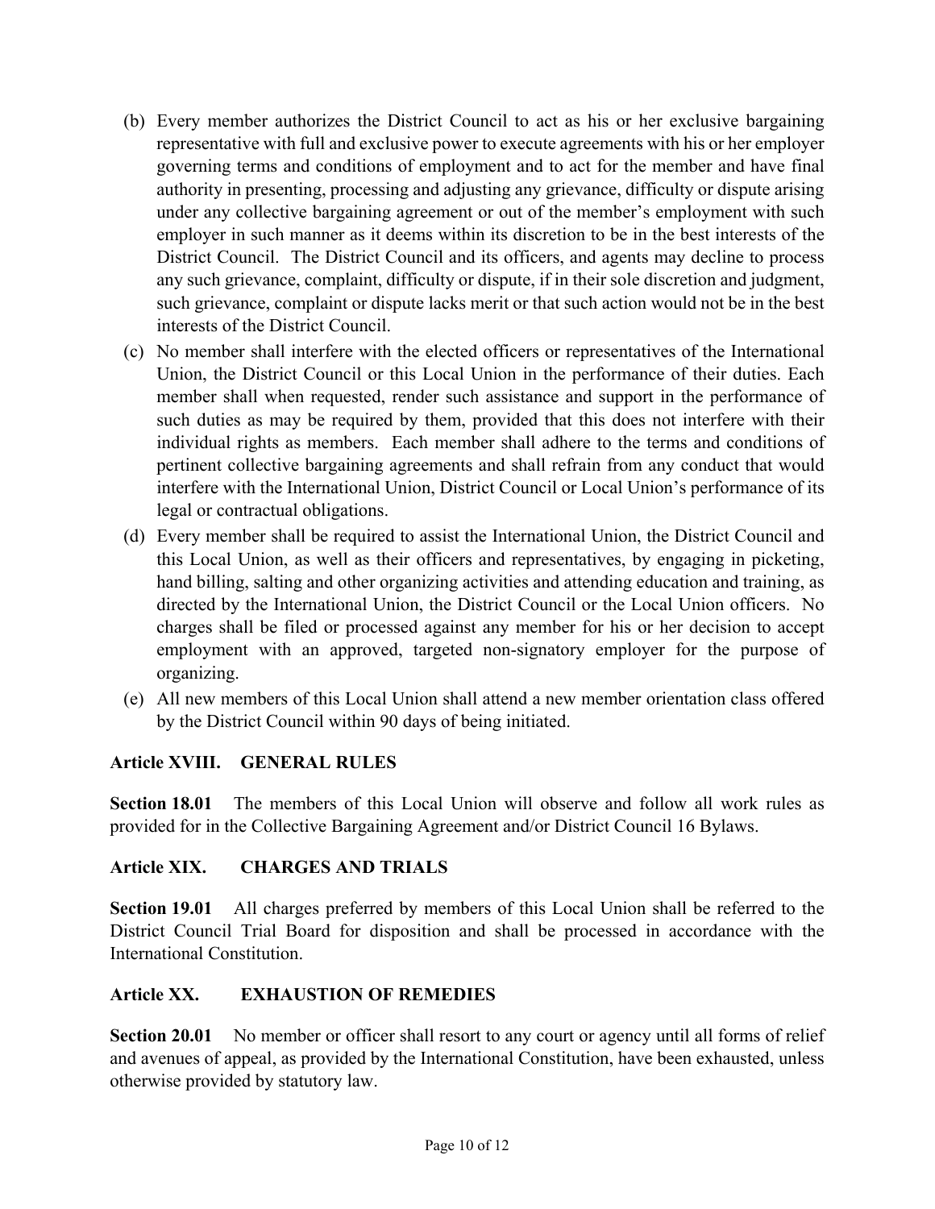(b) Every member authorizes the District Council to act as his or her exclusive bargaining representative with full and exclusive power to execute agreements with his or her employer governing terms and conditions of employment and to act for the member and have final authority in presenting, processing and adjusting any grievance, difficulty or dispute arising under any collective bargaining agreement or out of the member's employment with such employer in such manner as it deems within its discretion to be in the best interests of the District Council. The District Council and its officers, and agents may decline to process any such grievance, complaint, difficulty or dispute, if in their sole discretion and judgment, such grievance, complaint or dispute lacks merit or that such action would not be in the best interests of the District Council.

(c) No member shall interfere with the elected officers or representatives of the International Union, the District Council or this Local Union in the performance of their duties. Each member shall when requested, render such assistance and support in the performance of such duties as may be required by them, provided that this does not interfere with their individual rights as members. Each member shall adhere to the terms and conditions of pertinent collective bargaining agreements and shall refrain from any conduct that would interfere with the International Union, District Council or Local Union's performance of its legal or contractual obligations.

(d) Every member shall be required to assist the International Union, the District Council and this Local Union, as well as their officers and representatives, by engaging in picketing, hand billing, salting and other organizing activities and attending education and training, as directed by the International Union, the District Council or the Local Union officers. No charges shall be filed or processed against any member for his or her decision to accept employment with an approved, targeted non-signatory employer for the purpose of organizing.

(e) All new members of this Local Union shall attend a new member orientation class offered by the District Council within 90 days of being initiated.

## Article XVIII. GENERAL RULES

**Section 18.01** The members of this Local Union will observe and follow all work rules as provided for in the Collective Bargaining Agreement and/or District Council 16 Bylaws.

## Article XIX. CHARGES AND TRIALS

**Section 19.01** All charges preferred by members of this Local Union shall be referred to the District Council Trial Board for disposition and shall be processed in accordance with the International Constitution.

## Article XX. EXHAUSTION OF REMEDIES

**Section 20.01** No member or officer shall resort to any court or agency until all forms of relief and avenues of appeal, as provided by the International Constitution, have been exhausted, unless otherwise provided by statutory law.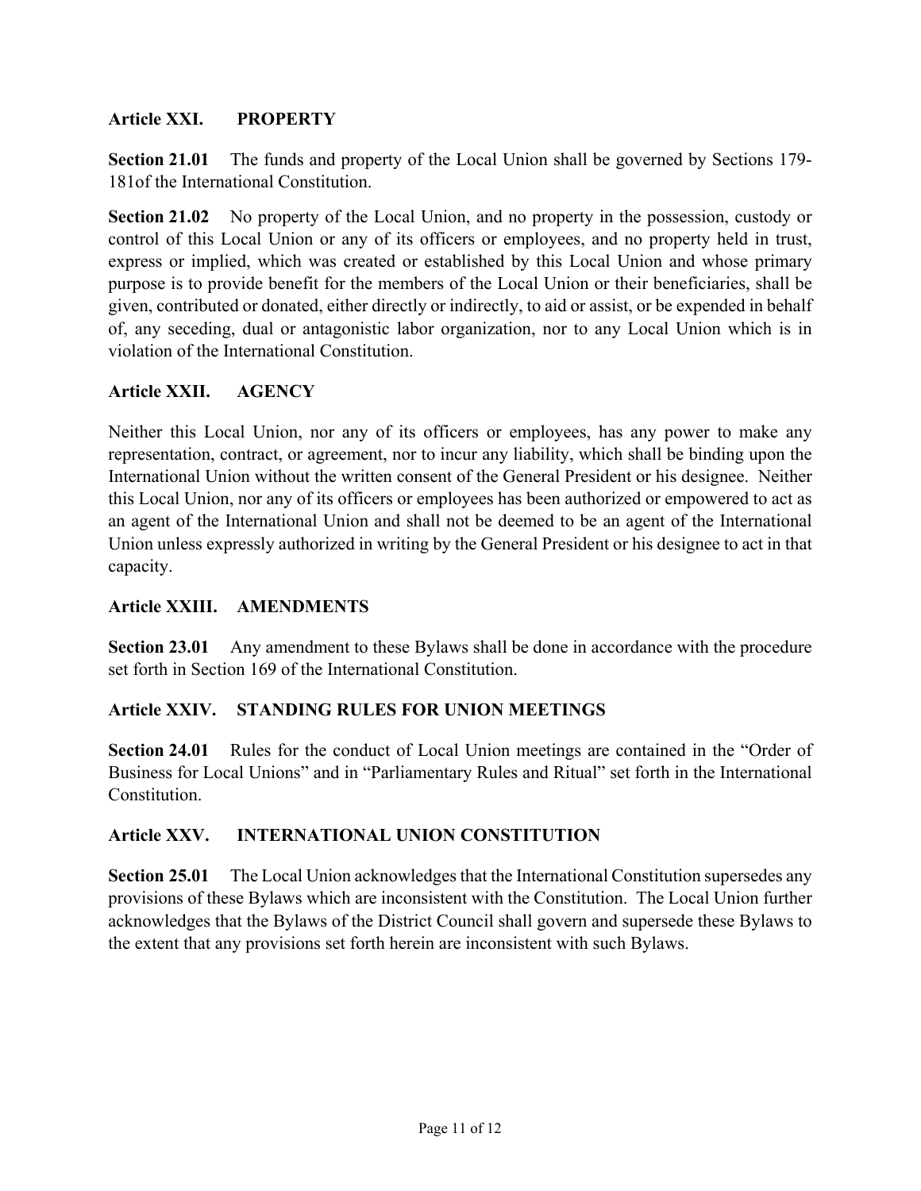## Article XXI. PROPERTY

**Section 21.01** The funds and property of the Local Union shall be governed by Sections 179-181of the International Constitution.

**Section 21.02** No property of the Local Union, and no property in the possession, custody or control of this Local Union or any of its officers or employees, and no property held in trust, express or implied, which was created or established by this Local Union and whose primary purpose is to provide benefit for the members of the Local Union or their beneficiaries, shall be given, contributed or donated, either directly or indirectly, to aid or assist, or be expended in behalf of, any seceding, dual or antagonistic labor organization, nor to any Local Union which is in violation of the International Constitution.

## Article XXII. AGENCY

Neither this Local Union, nor any of its officers or employees, has any power to make any representation, contract, or agreement, nor to incur any liability, which shall be binding upon the International Union without the written consent of the General President or his designee. Neither this Local Union, nor any of its officers or employees has been authorized or empowered to act as an agent of the International Union and shall not be deemed to be an agent of the International Union unless expressly authorized in writing by the General President or his designee to act in that capacity.

## Article XXIII. AMENDMENTS

**Section 23.01** Any amendment to these Bylaws shall be done in accordance with the procedure set forth in Section 169 of the International Constitution.

## Article XXIV. STANDING RULES FOR UNION MEETINGS

**Section 24.01** Rules for the conduct of Local Union meetings are contained in the "Order of Business for Local Unions" and in "Parliamentary Rules and Ritual" set forth in the International Constitution.

## Article XXV. INTERNATIONAL UNION CONSTITUTION

**Section 25.01** The Local Union acknowledges that the International Constitution supersedes any provisions of these Bylaws which are inconsistent with the Constitution. The Local Union further acknowledges that the Bylaws of the District Council shall govern and supersede these Bylaws to the extent that any provisions set forth herein are inconsistent with such Bylaws.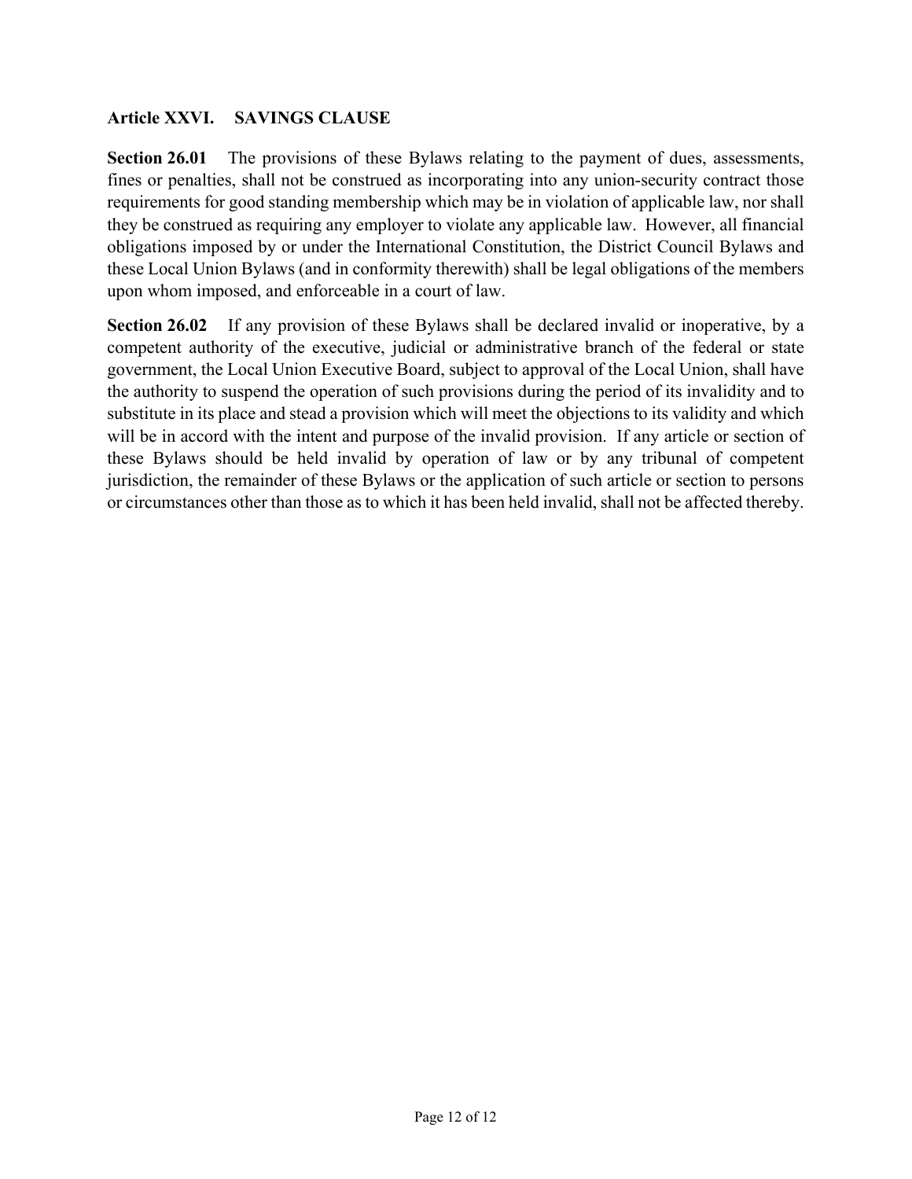## Article XXVI. SAVINGS CLAUSE

**Section 26.01** The provisions of these Bylaws relating to the payment of dues, assessments, fines or penalties, shall not be construed as incorporating into any union-security contract those requirements for good standing membership which may be in violation of applicable law, nor shall they be construed as requiring any employer to violate any applicable law. However, all financial obligations imposed by or under the International Constitution, the District Council Bylaws and these Local Union Bylaws (and in conformity therewith) shall be legal obligations of the members upon whom imposed, and enforceable in a court of law.

**Section 26.02** If any provision of these Bylaws shall be declared invalid or inoperative, by a competent authority of the executive, judicial or administrative branch of the federal or state government, the Local Union Executive Board, subject to approval of the Local Union, shall have the authority to suspend the operation of such provisions during the period of its invalidity and to substitute in its place and stead a provision which will meet the objections to its validity and which will be in accord with the intent and purpose of the invalid provision. If any article or section of these Bylaws should be held invalid by operation of law or by any tribunal of competent jurisdiction, the remainder of these Bylaws or the application of such article or section to persons or circumstances other than those as to which it has been held invalid, shall not be affected thereby.